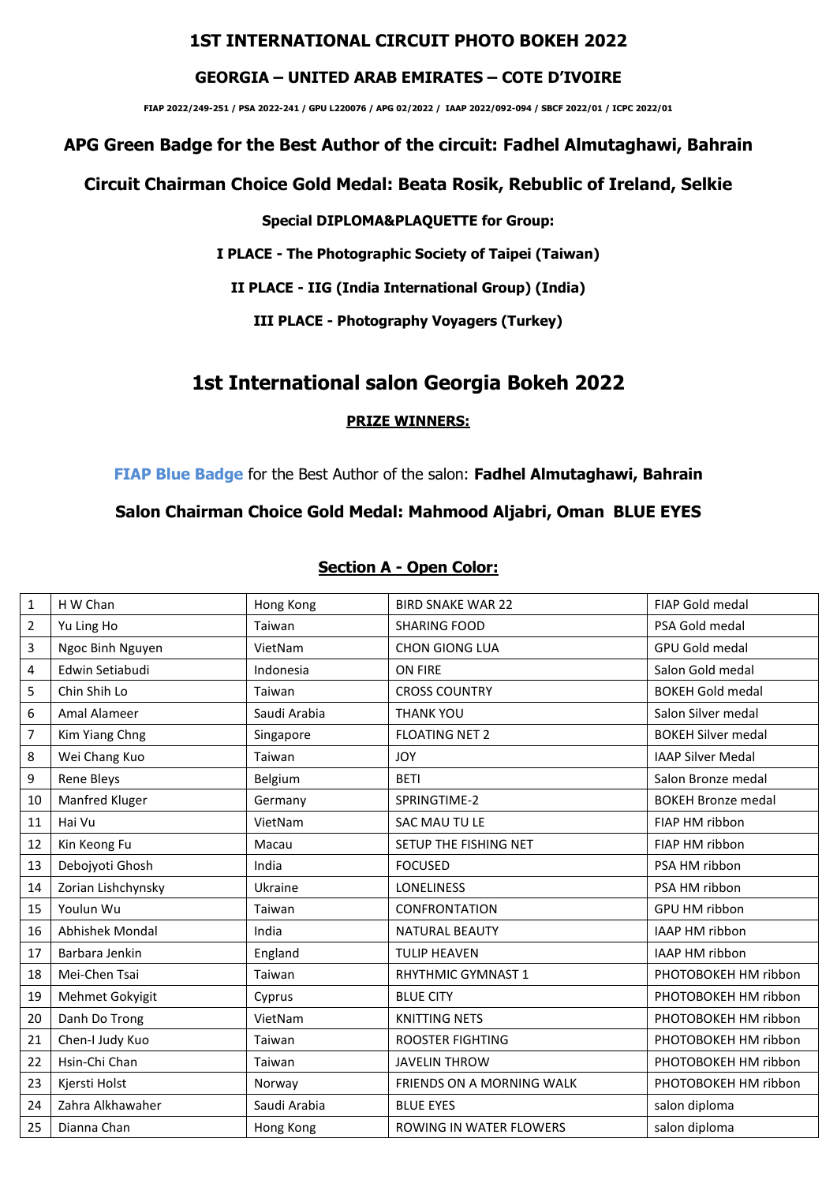# 1ST INTERNATIONAL CIRCUIT PHOTO BOKEH 2022

## GEORGIA – UNITED ARAB EMIRATES – COTE D'IVOIRE

**FIAP 2022/249-251 / PSA 2022-241 / GPU L220076 / APG 02/2022 / IAAP 2022/092-094 / SBCF 2022/01 / ICPC 2022/01**

**APG Green Badge for the Best Author of the circuit: Fadhel Almutaghawi, Bahrain**

**Circuit Chairman Choice Gold Medal: Beata Rosik, Rebublic of Ireland, Selkie**

**Special DIPLOMA&PLAQUETTE for Group:**

**I PLACE - The Photographic Society of Taipei (Taiwan)**

**II PLACE - IIG (India International Group) (India)**

**III PLACE - Photography Voyagers (Turkey)**

# 1st International salon Georgia Bokeh 2022

**PRIZE WINNERS:**

**FIAP Blue Badge** for the Best Author of the salon: **Fadhel Almutaghawi, Bahrain**

**Salon Chairman Choice Gold Medal: Mahmood Aljabri, Oman BLUE EYES**

## Section A - Open Color:

| | | | | |
|---|---|---|---|---|
| 1 | H W Chan | Hong Kong | BIRD SNAKE WAR 22 | FIAP Gold medal |
| 2 | Yu Ling Ho | Taiwan | SHARING FOOD | PSA Gold medal |
| 3 | Ngoc Binh Nguyen | VietNam | CHON GIONG LUA | GPU Gold medal |
| 4 | Edwin Setiabudi | Indonesia | ON FIRE | Salon Gold medal |
| 5 | Chin Shih Lo | Taiwan | CROSS COUNTRY | BOKEH Gold medal |
| 6 | Amal Alameer | Saudi Arabia | THANK YOU | Salon Silver medal |
| 7 | Kim Yiang Chng | Singapore | FLOATING NET 2 | BOKEH Silver medal |
| 8 | Wei Chang Kuo | Taiwan | JOY | IAAP Silver Medal |
| 9 | Rene Bleys | Belgium | BETI | Salon Bronze medal |
| 10 | Manfred Kluger | Germany | SPRINGTIME-2 | BOKEH Bronze medal |
| 11 | Hai Vu | VietNam | SAC MAU TU LE | FIAP HM ribbon |
| 12 | Kin Keong Fu | Macau | SETUP THE FISHING NET | FIAP HM ribbon |
| 13 | Debojyoti Ghosh | India | FOCUSED | PSA HM ribbon |
| 14 | Zorian Lishchynsky | Ukraine | LONELINESS | PSA HM ribbon |
| 15 | Youlun Wu | Taiwan | CONFRONTATION | GPU HM ribbon |
| 16 | Abhishek Mondal | India | NATURAL BEAUTY | IAAP HM ribbon |
| 17 | Barbara Jenkin | England | TULIP HEAVEN | IAAP HM ribbon |
| 18 | Mei-Chen Tsai | Taiwan | RHYTHMIC GYMNAST 1 | PHOTOBOKEH HM ribbon |
| 19 | Mehmet Gokyigit | Cyprus | BLUE CITY | PHOTOBOKEH HM ribbon |
| 20 | Danh Do Trong | VietNam | KNITTING NETS | PHOTOBOKEH HM ribbon |
| 21 | Chen-I Judy Kuo | Taiwan | ROOSTER FIGHTING | PHOTOBOKEH HM ribbon |
| 22 | Hsin-Chi Chan | Taiwan | JAVELIN THROW | PHOTOBOKEH HM ribbon |
| 23 | Kjersti Holst | Norway | FRIENDS ON A MORNING WALK | PHOTOBOKEH HM ribbon |
| 24 | Zahra Alkhawaher | Saudi Arabia | BLUE EYES | salon diploma |
| 25 | Dianna Chan | Hong Kong | ROWING IN WATER FLOWERS | salon diploma |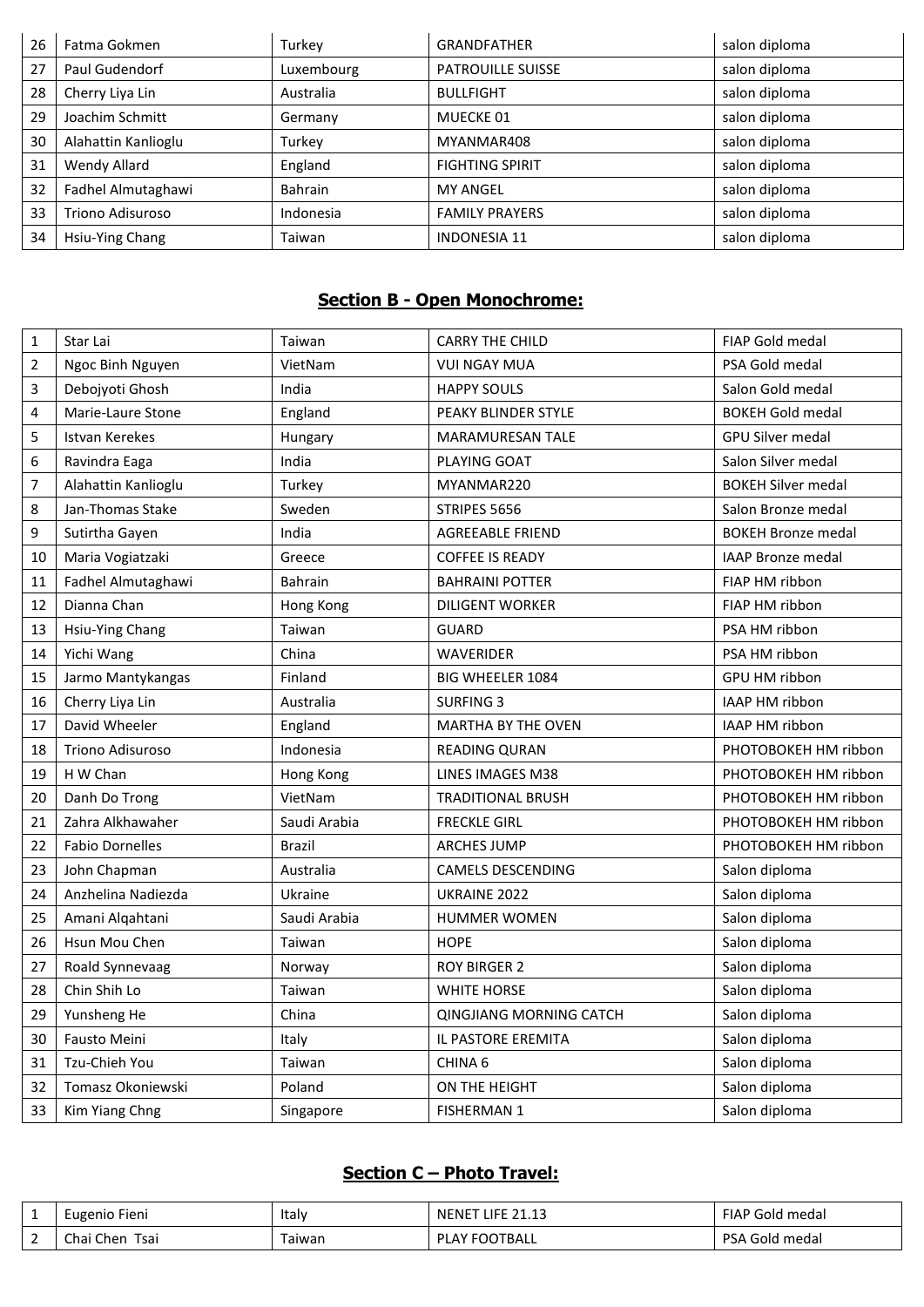| 26 | Fatma Gokmen | Turkey | GRANDFATHER | salon diploma |
|---|---|---|---|---|
| 27 | Paul Gudendorf | Luxembourg | PATROUILLE SUISSE | salon diploma |
| 28 | Cherry Liya Lin | Australia | BULLFIGHT | salon diploma |
| 29 | Joachim Schmitt | Germany | MUECKE 01 | salon diploma |
| 30 | Alahattin Kanlioglu | Turkey | MYANMAR408 | salon diploma |
| 31 | Wendy Allard | England | FIGHTING SPIRIT | salon diploma |
| 32 | Fadhel Almutaghawi | Bahrain | MY ANGEL | salon diploma |
| 33 | Triono Adisuroso | Indonesia | FAMILY PRAYERS | salon diploma |
| 34 | Hsiu-Ying Chang | Taiwan | INDONESIA 11 | salon diploma |

## Section B - Open Monochrome:

| 1 | Star Lai | Taiwan | CARRY THE CHILD | FIAP Gold medal |
|---|---|---|---|---|
| 2 | Ngoc Binh Nguyen | VietNam | VUI NGAY MUA | PSA Gold medal |
| 3 | Debojyoti Ghosh | India | HAPPY SOULS | Salon Gold medal |
| 4 | Marie-Laure Stone | England | PEAKY BLINDER STYLE | BOKEH Gold medal |
| 5 | Istvan Kerekes | Hungary | MARAMURESAN TALE | GPU Silver medal |
| 6 | Ravindra Eaga | India | PLAYING GOAT | Salon Silver medal |
| 7 | Alahattin Kanlioglu | Turkey | MYANMAR220 | BOKEH Silver medal |
| 8 | Jan-Thomas Stake | Sweden | STRIPES 5656 | Salon Bronze medal |
| 9 | Sutirtha Gayen | India | AGREEABLE FRIEND | BOKEH Bronze medal |
| 10 | Maria Vogiatzaki | Greece | COFFEE IS READY | IAAP Bronze medal |
| 11 | Fadhel Almutaghawi | Bahrain | BAHRAINI POTTER | FIAP HM ribbon |
| 12 | Dianna Chan | Hong Kong | DILIGENT WORKER | FIAP HM ribbon |
| 13 | Hsiu-Ying Chang | Taiwan | GUARD | PSA HM ribbon |
| 14 | Yichi Wang | China | WAVERIDER | PSA HM ribbon |
| 15 | Jarmo Mantykangas | Finland | BIG WHEELER 1084 | GPU HM ribbon |
| 16 | Cherry Liya Lin | Australia | SURFING 3 | IAAP HM ribbon |
| 17 | David Wheeler | England | MARTHA BY THE OVEN | IAAP HM ribbon |
| 18 | Triono Adisuroso | Indonesia | READING QURAN | PHOTOBOKEH HM ribbon |
| 19 | H W Chan | Hong Kong | LINES IMAGES M38 | PHOTOBOKEH HM ribbon |
| 20 | Danh Do Trong | VietNam | TRADITIONAL BRUSH | PHOTOBOKEH HM ribbon |
| 21 | Zahra Alkhawaher | Saudi Arabia | FRECKLE GIRL | PHOTOBOKEH HM ribbon |
| 22 | Fabio Dornelles | Brazil | ARCHES JUMP | PHOTOBOKEH HM ribbon |
| 23 | John Chapman | Australia | CAMELS DESCENDING | Salon diploma |
| 24 | Anzhelina Nadiezda | Ukraine | UKRAINE 2022 | Salon diploma |
| 25 | Amani Alqahtani | Saudi Arabia | HUMMER WOMEN | Salon diploma |
| 26 | Hsun Mou Chen | Taiwan | HOPE | Salon diploma |
| 27 | Roald Synnevaag | Norway | ROY BIRGER 2 | Salon diploma |
| 28 | Chin Shih Lo | Taiwan | WHITE HORSE | Salon diploma |
| 29 | Yunsheng He | China | QINGJIANG MORNING CATCH | Salon diploma |
| 30 | Fausto Meini | Italy | IL PASTORE EREMITA | Salon diploma |
| 31 | Tzu-Chieh You | Taiwan | CHINA 6 | Salon diploma |
| 32 | Tomasz Okoniewski | Poland | ON THE HEIGHT | Salon diploma |
| 33 | Kim Yiang Chng | Singapore | FISHERMAN 1 | Salon diploma |

## Section C – Photo Travel:

| 1 | Eugenio Fieni | Italy | NENET LIFE 21.13 | FIAP Gold medal |
|---|---|---|---|---|
| 2 | Chai Chen Tsai | Taiwan | PLAY FOOTBALL | PSA Gold medal |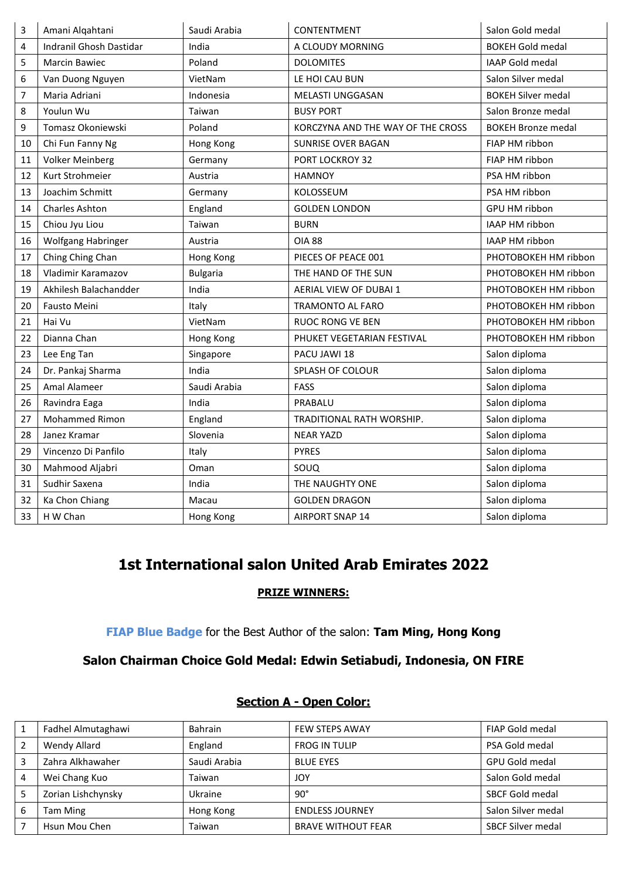| 3 | Amani Alqahtani | Saudi Arabia | CONTENTMENT | Salon Gold medal |
|---|---|---|---|---|
| 4 | Indranil Ghosh Dastidar | India | A CLOUDY MORNING | BOKEH Gold medal |
| 5 | Marcin Bawiec | Poland | DOLOMITES | IAAP Gold medal |
| 6 | Van Duong Nguyen | VietNam | LE HOI CAU BUN | Salon Silver medal |
| 7 | Maria Adriani | Indonesia | MELASTI UNGGASAN | BOKEH Silver medal |
| 8 | Youlun Wu | Taiwan | BUSY PORT | Salon Bronze medal |
| 9 | Tomasz Okoniewski | Poland | KORCZYNA AND THE WAY OF THE CROSS | BOKEH Bronze medal |
| 10 | Chi Fun Fanny Ng | Hong Kong | SUNRISE OVER BAGAN | FIAP HM ribbon |
| 11 | Volker Meinberg | Germany | PORT LOCKROY 32 | FIAP HM ribbon |
| 12 | Kurt Strohmeier | Austria | HAMNOY | PSA HM ribbon |
| 13 | Joachim Schmitt | Germany | KOLOSSEUM | PSA HM ribbon |
| 14 | Charles Ashton | England | GOLDEN LONDON | GPU HM ribbon |
| 15 | Chiou Jyu Liou | Taiwan | BURN | IAAP HM ribbon |
| 16 | Wolfgang Habringer | Austria | OIA 88 | IAAP HM ribbon |
| 17 | Ching Ching Chan | Hong Kong | PIECES OF PEACE 001 | PHOTOBOKEH HM ribbon |
| 18 | Vladimir Karamazov | Bulgaria | THE HAND OF THE SUN | PHOTOBOKEH HM ribbon |
| 19 | Akhilesh Balachandder | India | AERIAL VIEW OF DUBAI 1 | PHOTOBOKEH HM ribbon |
| 20 | Fausto Meini | Italy | TRAMONTO AL FARO | PHOTOBOKEH HM ribbon |
| 21 | Hai Vu | VietNam | RUOC RONG VE BEN | PHOTOBOKEH HM ribbon |
| 22 | Dianna Chan | Hong Kong | PHUKET VEGETARIAN FESTIVAL | PHOTOBOKEH HM ribbon |
| 23 | Lee Eng Tan | Singapore | PACU JAWI 18 | Salon diploma |
| 24 | Dr. Pankaj Sharma | India | SPLASH OF COLOUR | Salon diploma |
| 25 | Amal Alameer | Saudi Arabia | FASS | Salon diploma |
| 26 | Ravindra Eaga | India | PRABALU | Salon diploma |
| 27 | Mohammed Rimon | England | TRADITIONAL RATH WORSHIP. | Salon diploma |
| 28 | Janez Kramar | Slovenia | NEAR YAZD | Salon diploma |
| 29 | Vincenzo Di Panfilo | Italy | PYRES | Salon diploma |
| 30 | Mahmood Aljabri | Oman | SOUQ | Salon diploma |
| 31 | Sudhir Saxena | India | THE NAUGHTY ONE | Salon diploma |
| 32 | Ka Chon Chiang | Macau | GOLDEN DRAGON | Salon diploma |
| 33 | H W Chan | Hong Kong | AIRPORT SNAP 14 | Salon diploma |

# 1st International salon United Arab Emirates 2022

**PRIZE WINNERS:**

**FIAP Blue Badge** for the Best Author of the salon: **Tam Ming, Hong Kong**

**Salon Chairman Choice Gold Medal: Edwin Setiabudi, Indonesia, ON FIRE**

## Section A - Open Color:

| 1 | Fadhel Almutaghawi | Bahrain | FEW STEPS AWAY | FIAP Gold medal |
|---|---|---|---|---|
| 2 | Wendy Allard | England | FROG IN TULIP | PSA Gold medal |
| 3 | Zahra Alkhawaher | Saudi Arabia | BLUE EYES | GPU Gold medal |
| 4 | Wei Chang Kuo | Taiwan | JOY | Salon Gold medal |
| 5 | Zorian Lishchynsky | Ukraine | 90° | SBCF Gold medal |
| 6 | Tam Ming | Hong Kong | ENDLESS JOURNEY | Salon Silver medal |
| 7 | Hsun Mou Chen | Taiwan | BRAVE WITHOUT FEAR | SBCF Silver medal |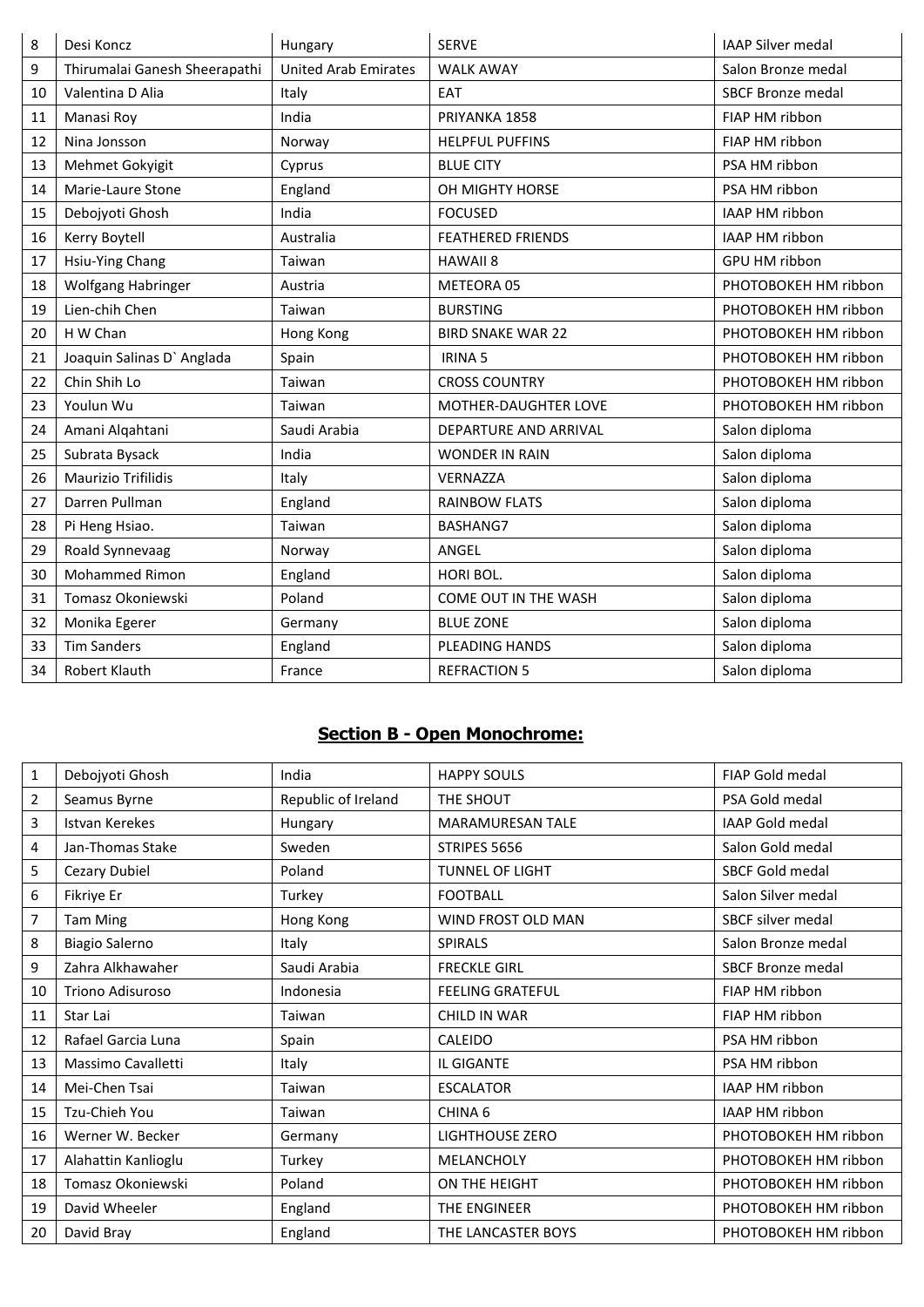| 8 | Desi Koncz | Hungary | SERVE | IAAP Silver medal |
|---|---|---|---|---|
| 9 | Thirumalai Ganesh Sheerapathi | United Arab Emirates | WALK AWAY | Salon Bronze medal |
| 10 | Valentina D Alia | Italy | EAT | SBCF Bronze medal |
| 11 | Manasi Roy | India | PRIYANKA 1858 | FIAP HM ribbon |
| 12 | Nina Jonsson | Norway | HELPFUL PUFFINS | FIAP HM ribbon |
| 13 | Mehmet Gokyigit | Cyprus | BLUE CITY | PSA HM ribbon |
| 14 | Marie-Laure Stone | England | OH MIGHTY HORSE | PSA HM ribbon |
| 15 | Debojyoti Ghosh | India | FOCUSED | IAAP HM ribbon |
| 16 | Kerry Boytell | Australia | FEATHERED FRIENDS | IAAP HM ribbon |
| 17 | Hsiu-Ying Chang | Taiwan | HAWAII 8 | GPU HM ribbon |
| 18 | Wolfgang Habringer | Austria | METEORA 05 | PHOTOBOKEH HM ribbon |
| 19 | Lien-chih Chen | Taiwan | BURSTING | PHOTOBOKEH HM ribbon |
| 20 | H W Chan | Hong Kong | BIRD SNAKE WAR 22 | PHOTOBOKEH HM ribbon |
| 21 | Joaquin Salinas D` Anglada | Spain | IRINA 5 | PHOTOBOKEH HM ribbon |
| 22 | Chin Shih Lo | Taiwan | CROSS COUNTRY | PHOTOBOKEH HM ribbon |
| 23 | Youlun Wu | Taiwan | MOTHER-DAUGHTER LOVE | PHOTOBOKEH HM ribbon |
| 24 | Amani Alqahtani | Saudi Arabia | DEPARTURE AND ARRIVAL | Salon diploma |
| 25 | Subrata Bysack | India | WONDER IN RAIN | Salon diploma |
| 26 | Maurizio Trifilidis | Italy | VERNAZZA | Salon diploma |
| 27 | Darren Pullman | England | RAINBOW FLATS | Salon diploma |
| 28 | Pi Heng Hsiao. | Taiwan | BASHANG7 | Salon diploma |
| 29 | Roald Synnevaag | Norway | ANGEL | Salon diploma |
| 30 | Mohammed Rimon | England | HORI BOL. | Salon diploma |
| 31 | Tomasz Okoniewski | Poland | COME OUT IN THE WASH | Salon diploma |
| 32 | Monika Egerer | Germany | BLUE ZONE | Salon diploma |
| 33 | Tim Sanders | England | PLEADING HANDS | Salon diploma |
| 34 | Robert Klauth | France | REFRACTION 5 | Salon diploma |

## **Section B - Open Monochrome:**

| 1 | Debojyoti Ghosh | India | HAPPY SOULS | FIAP Gold medal |
|---|---|---|---|---|
| 2 | Seamus Byrne | Republic of Ireland | THE SHOUT | PSA Gold medal |
| 3 | Istvan Kerekes | Hungary | MARAMURESAN TALE | IAAP Gold medal |
| 4 | Jan-Thomas Stake | Sweden | STRIPES 5656 | Salon Gold medal |
| 5 | Cezary Dubiel | Poland | TUNNEL OF LIGHT | SBCF Gold medal |
| 6 | Fikriye Er | Turkey | FOOTBALL | Salon Silver medal |
| 7 | Tam Ming | Hong Kong | WIND FROST OLD MAN | SBCF silver medal |
| 8 | Biagio Salerno | Italy | SPIRALS | Salon Bronze medal |
| 9 | Zahra Alkhawaher | Saudi Arabia | FRECKLE GIRL | SBCF Bronze medal |
| 10 | Triono Adisuroso | Indonesia | FEELING GRATEFUL | FIAP HM ribbon |
| 11 | Star Lai | Taiwan | CHILD IN WAR | FIAP HM ribbon |
| 12 | Rafael Garcia Luna | Spain | CALEIDO | PSA HM ribbon |
| 13 | Massimo Cavalletti | Italy | IL GIGANTE | PSA HM ribbon |
| 14 | Mei-Chen Tsai | Taiwan | ESCALATOR | IAAP HM ribbon |
| 15 | Tzu-Chieh You | Taiwan | CHINA 6 | IAAP HM ribbon |
| 16 | Werner W. Becker | Germany | LIGHTHOUSE ZERO | PHOTOBOKEH HM ribbon |
| 17 | Alahattin Kanlioglu | Turkey | MELANCHOLY | PHOTOBOKEH HM ribbon |
| 18 | Tomasz Okoniewski | Poland | ON THE HEIGHT | PHOTOBOKEH HM ribbon |
| 19 | David Wheeler | England | THE ENGINEER | PHOTOBOKEH HM ribbon |
| 20 | David Bray | England | THE LANCASTER BOYS | PHOTOBOKEH HM ribbon |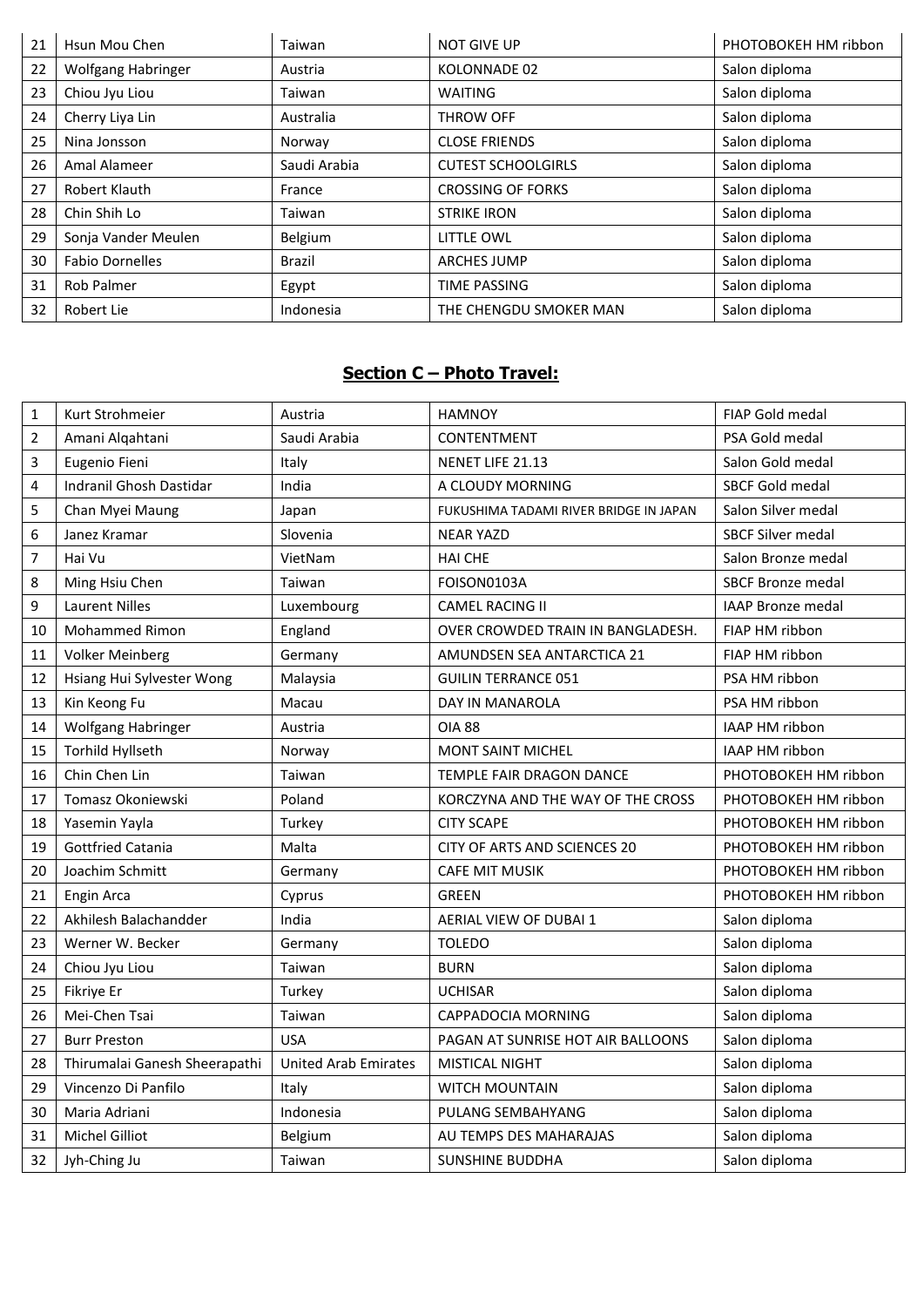| 21 | Hsun Mou Chen | Taiwan | NOT GIVE UP | PHOTOBOKEH HM ribbon |
|---|---|---|---|---|
| 22 | Wolfgang Habringer | Austria | KOLONNADE 02 | Salon diploma |
| 23 | Chiou Jyu Liou | Taiwan | WAITING | Salon diploma |
| 24 | Cherry Liya Lin | Australia | THROW OFF | Salon diploma |
| 25 | Nina Jonsson | Norway | CLOSE FRIENDS | Salon diploma |
| 26 | Amal Alameer | Saudi Arabia | CUTEST SCHOOLGIRLS | Salon diploma |
| 27 | Robert Klauth | France | CROSSING OF FORKS | Salon diploma |
| 28 | Chin Shih Lo | Taiwan | STRIKE IRON | Salon diploma |
| 29 | Sonja Vander Meulen | Belgium | LITTLE OWL | Salon diploma |
| 30 | Fabio Dornelles | Brazil | ARCHES JUMP | Salon diploma |
| 31 | Rob Palmer | Egypt | TIME PASSING | Salon diploma |
| 32 | Robert Lie | Indonesia | THE CHENGDU SMOKER MAN | Salon diploma |

## Section C – Photo Travel:

| 1 | Kurt Strohmeier | Austria | HAMNOY | FIAP Gold medal |
|---|---|---|---|---|
| 2 | Amani Alqahtani | Saudi Arabia | CONTENTMENT | PSA Gold medal |
| 3 | Eugenio Fieni | Italy | NENET LIFE 21.13 | Salon Gold medal |
| 4 | Indranil Ghosh Dastidar | India | A CLOUDY MORNING | SBCF Gold medal |
| 5 | Chan Myei Maung | Japan | FUKUSHIMA TADAMI RIVER BRIDGE IN JAPAN | Salon Silver medal |
| 6 | Janez Kramar | Slovenia | NEAR YAZD | SBCF Silver medal |
| 7 | Hai Vu | VietNam | HAI CHE | Salon Bronze medal |
| 8 | Ming Hsiu Chen | Taiwan | FOISON0103A | SBCF Bronze medal |
| 9 | Laurent Nilles | Luxembourg | CAMEL RACING II | IAAP Bronze medal |
| 10 | Mohammed Rimon | England | OVER CROWDED TRAIN IN BANGLADESH. | FIAP HM ribbon |
| 11 | Volker Meinberg | Germany | AMUNDSEN SEA ANTARCTICA 21 | FIAP HM ribbon |
| 12 | Hsiang Hui Sylvester Wong | Malaysia | GUILIN TERRANCE 051 | PSA HM ribbon |
| 13 | Kin Keong Fu | Macau | DAY IN MANAROLA | PSA HM ribbon |
| 14 | Wolfgang Habringer | Austria | OIA 88 | IAAP HM ribbon |
| 15 | Torhild Hyllseth | Norway | MONT SAINT MICHEL | IAAP HM ribbon |
| 16 | Chin Chen Lin | Taiwan | TEMPLE FAIR DRAGON DANCE | PHOTOBOKEH HM ribbon |
| 17 | Tomasz Okoniewski | Poland | KORCZYNA AND THE WAY OF THE CROSS | PHOTOBOKEH HM ribbon |
| 18 | Yasemin Yayla | Turkey | CITY SCAPE | PHOTOBOKEH HM ribbon |
| 19 | Gottfried Catania | Malta | CITY OF ARTS AND SCIENCES 20 | PHOTOBOKEH HM ribbon |
| 20 | Joachim Schmitt | Germany | CAFE MIT MUSIK | PHOTOBOKEH HM ribbon |
| 21 | Engin Arca | Cyprus | GREEN | PHOTOBOKEH HM ribbon |
| 22 | Akhilesh Balachandder | India | AERIAL VIEW OF DUBAI 1 | Salon diploma |
| 23 | Werner W. Becker | Germany | TOLEDO | Salon diploma |
| 24 | Chiou Jyu Liou | Taiwan | BURN | Salon diploma |
| 25 | Fikriye Er | Turkey | UCHISAR | Salon diploma |
| 26 | Mei-Chen Tsai | Taiwan | CAPPADOCIA MORNING | Salon diploma |
| 27 | Burr Preston | USA | PAGAN AT SUNRISE HOT AIR BALLOONS | Salon diploma |
| 28 | Thirumalai Ganesh Sheerapathi | United Arab Emirates | MISTICAL NIGHT | Salon diploma |
| 29 | Vincenzo Di Panfilo | Italy | WITCH MOUNTAIN | Salon diploma |
| 30 | Maria Adriani | Indonesia | PULANG SEMBAHYANG | Salon diploma |
| 31 | Michel Gilliot | Belgium | AU TEMPS DES MAHARAJAS | Salon diploma |
| 32 | Jyh-Ching Ju | Taiwan | SUNSHINE BUDDHA | Salon diploma |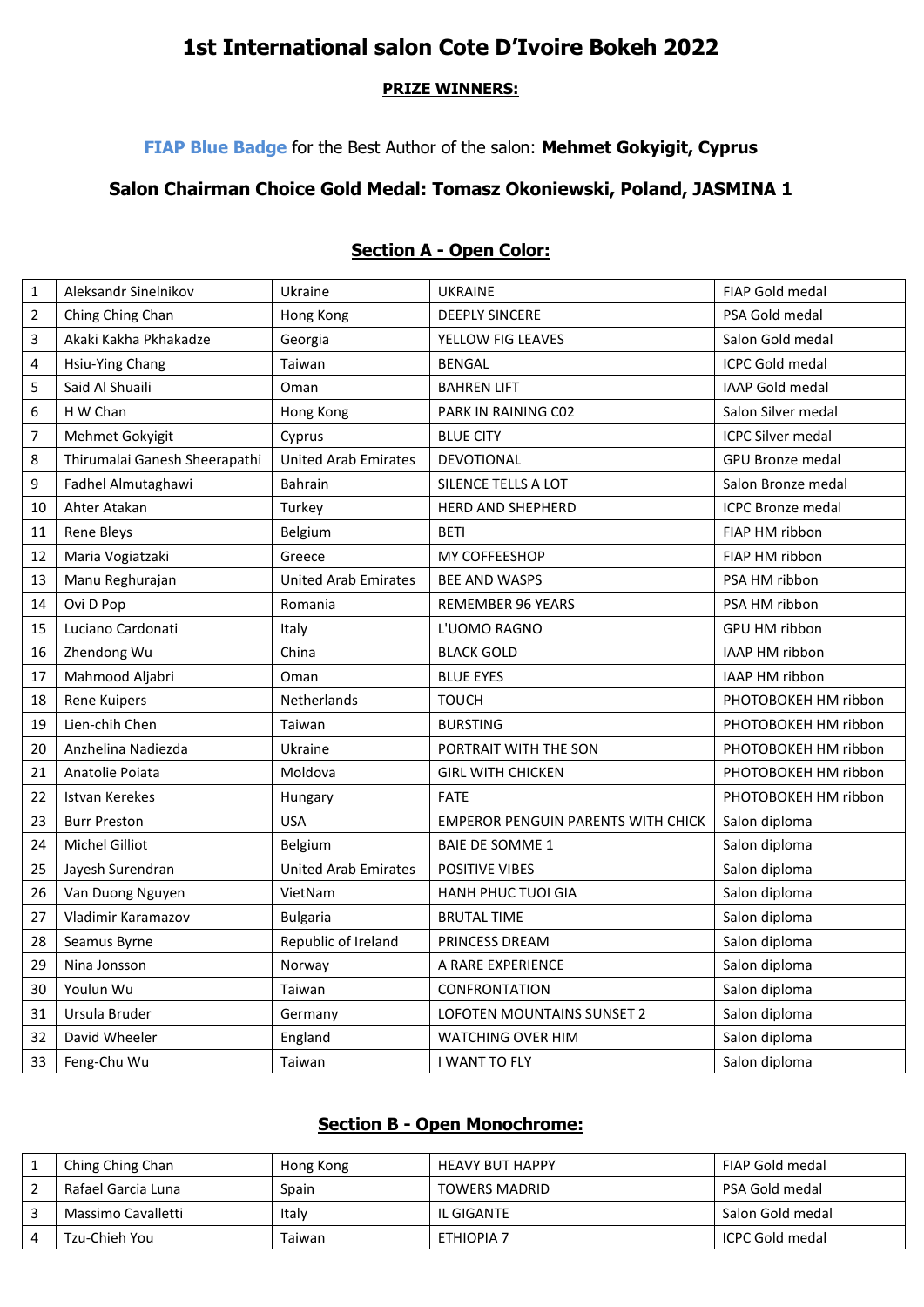# 1st International salon Cote D'Ivoire Bokeh 2022

**PRIZE WINNERS:**

**FIAP Blue Badge** for the Best Author of the salon: **Mehmet Gokyigit, Cyprus**

**Salon Chairman Choice Gold Medal: Tomasz Okoniewski, Poland, JASMINA 1**

## Section A - Open Color:

| | | | | |
|---|---|---|---|---|
| 1 | Aleksandr Sinelnikov | Ukraine | UKRAINE | FIAP Gold medal |
| 2 | Ching Ching Chan | Hong Kong | DEEPLY SINCERE | PSA Gold medal |
| 3 | Akaki Kakha Pkhakadze | Georgia | YELLOW FIG LEAVES | Salon Gold medal |
| 4 | Hsiu-Ying Chang | Taiwan | BENGAL | ICPC Gold medal |
| 5 | Said Al Shuaili | Oman | BAHREN LIFT | IAAP Gold medal |
| 6 | H W Chan | Hong Kong | PARK IN RAINING C02 | Salon Silver medal |
| 7 | Mehmet Gokyigit | Cyprus | BLUE CITY | ICPC Silver medal |
| 8 | Thirumalai Ganesh Sheerapathi | United Arab Emirates | DEVOTIONAL | GPU Bronze medal |
| 9 | Fadhel Almutaghawi | Bahrain | SILENCE TELLS A LOT | Salon Bronze medal |
| 10 | Ahter Atakan | Turkey | HERD AND SHEPHERD | ICPC Bronze medal |
| 11 | Rene Bleys | Belgium | BETI | FIAP HM ribbon |
| 12 | Maria Vogiatzaki | Greece | MY COFFEESHOP | FIAP HM ribbon |
| 13 | Manu Reghurajan | United Arab Emirates | BEE AND WASPS | PSA HM ribbon |
| 14 | Ovi D Pop | Romania | REMEMBER 96 YEARS | PSA HM ribbon |
| 15 | Luciano Cardonati | Italy | L'UOMO RAGNO | GPU HM ribbon |
| 16 | Zhendong Wu | China | BLACK GOLD | IAAP HM ribbon |
| 17 | Mahmood Aljabri | Oman | BLUE EYES | IAAP HM ribbon |
| 18 | Rene Kuipers | Netherlands | TOUCH | PHOTOBOKEH HM ribbon |
| 19 | Lien-chih Chen | Taiwan | BURSTING | PHOTOBOKEH HM ribbon |
| 20 | Anzhelina Nadiezda | Ukraine | PORTRAIT WITH THE SON | PHOTOBOKEH HM ribbon |
| 21 | Anatolie Poiata | Moldova | GIRL WITH CHICKEN | PHOTOBOKEH HM ribbon |
| 22 | Istvan Kerekes | Hungary | FATE | PHOTOBOKEH HM ribbon |
| 23 | Burr Preston | USA | EMPEROR PENGUIN PARENTS WITH CHICK | Salon diploma |
| 24 | Michel Gilliot | Belgium | BAIE DE SOMME 1 | Salon diploma |
| 25 | Jayesh Surendran | United Arab Emirates | POSITIVE VIBES | Salon diploma |
| 26 | Van Duong Nguyen | VietNam | HANH PHUC TUOI GIA | Salon diploma |
| 27 | Vladimir Karamazov | Bulgaria | BRUTAL TIME | Salon diploma |
| 28 | Seamus Byrne | Republic of Ireland | PRINCESS DREAM | Salon diploma |
| 29 | Nina Jonsson | Norway | A RARE EXPERIENCE | Salon diploma |
| 30 | Youlun Wu | Taiwan | CONFRONTATION | Salon diploma |
| 31 | Ursula Bruder | Germany | LOFOTEN MOUNTAINS SUNSET 2 | Salon diploma |
| 32 | David Wheeler | England | WATCHING OVER HIM | Salon diploma |
| 33 | Feng-Chu Wu | Taiwan | I WANT TO FLY | Salon diploma |

## Section B - Open Monochrome:

| | | | | |
|---|---|---|---|---|
| 1 | Ching Ching Chan | Hong Kong | HEAVY BUT HAPPY | FIAP Gold medal |
| 2 | Rafael Garcia Luna | Spain | TOWERS MADRID | PSA Gold medal |
| 3 | Massimo Cavalletti | Italy | IL GIGANTE | Salon Gold medal |
| 4 | Tzu-Chieh You | Taiwan | ETHIOPIA 7 | ICPC Gold medal |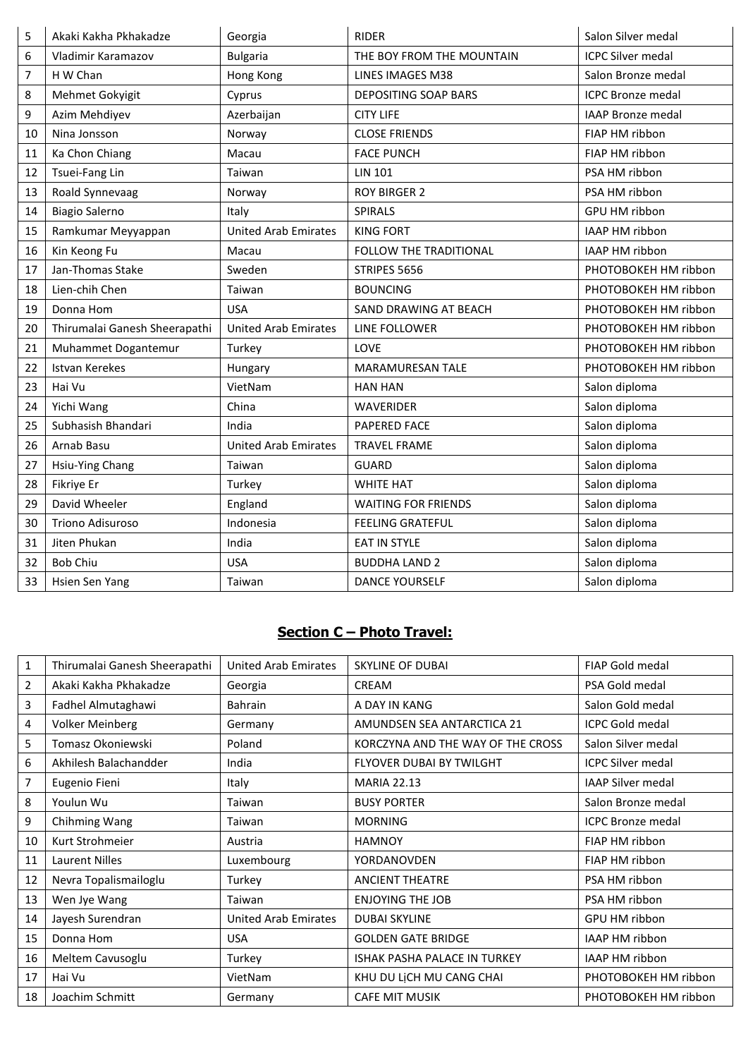| 5 | Akaki Kakha Pkhakadze | Georgia | RIDER | Salon Silver medal |
|---|---|---|---|---|
| 6 | Vladimir Karamazov | Bulgaria | THE BOY FROM THE MOUNTAIN | ICPC Silver medal |
| 7 | H W Chan | Hong Kong | LINES IMAGES M38 | Salon Bronze medal |
| 8 | Mehmet Gokyigit | Cyprus | DEPOSITING SOAP BARS | ICPC Bronze medal |
| 9 | Azim Mehdiyev | Azerbaijan | CITY LIFE | IAAP Bronze medal |
| 10 | Nina Jonsson | Norway | CLOSE FRIENDS | FIAP HM ribbon |
| 11 | Ka Chon Chiang | Macau | FACE PUNCH | FIAP HM ribbon |
| 12 | Tsuei-Fang Lin | Taiwan | LIN 101 | PSA HM ribbon |
| 13 | Roald Synnevaag | Norway | ROY BIRGER 2 | PSA HM ribbon |
| 14 | Biagio Salerno | Italy | SPIRALS | GPU HM ribbon |
| 15 | Ramkumar Meyyappan | United Arab Emirates | KING FORT | IAAP HM ribbon |
| 16 | Kin Keong Fu | Macau | FOLLOW THE TRADITIONAL | IAAP HM ribbon |
| 17 | Jan-Thomas Stake | Sweden | STRIPES 5656 | PHOTOBOKEH HM ribbon |
| 18 | Lien-chih Chen | Taiwan | BOUNCING | PHOTOBOKEH HM ribbon |
| 19 | Donna Hom | USA | SAND DRAWING AT BEACH | PHOTOBOKEH HM ribbon |
| 20 | Thirumalai Ganesh Sheerapathi | United Arab Emirates | LINE FOLLOWER | PHOTOBOKEH HM ribbon |
| 21 | Muhammet Dogantemur | Turkey | LOVE | PHOTOBOKEH HM ribbon |
| 22 | Istvan Kerekes | Hungary | MARAMURESAN TALE | PHOTOBOKEH HM ribbon |
| 23 | Hai Vu | VietNam | HAN HAN | Salon diploma |
| 24 | Yichi Wang | China | WAVERIDER | Salon diploma |
| 25 | Subhasish Bhandari | India | PAPERED FACE | Salon diploma |
| 26 | Arnab Basu | United Arab Emirates | TRAVEL FRAME | Salon diploma |
| 27 | Hsiu-Ying Chang | Taiwan | GUARD | Salon diploma |
| 28 | Fikriye Er | Turkey | WHITE HAT | Salon diploma |
| 29 | David Wheeler | England | WAITING FOR FRIENDS | Salon diploma |
| 30 | Triono Adisuroso | Indonesia | FEELING GRATEFUL | Salon diploma |
| 31 | Jiten Phukan | India | EAT IN STYLE | Salon diploma |
| 32 | Bob Chiu | USA | BUDDHA LAND 2 | Salon diploma |
| 33 | Hsien Sen Yang | Taiwan | DANCE YOURSELF | Salon diploma |

## **Section C – Photo Travel:**

| 1 | Thirumalai Ganesh Sheerapathi | United Arab Emirates | SKYLINE OF DUBAI | FIAP Gold medal |
|---|---|---|---|---|
| 2 | Akaki Kakha Pkhakadze | Georgia | CREAM | PSA Gold medal |
| 3 | Fadhel Almutaghawi | Bahrain | A DAY IN KANG | Salon Gold medal |
| 4 | Volker Meinberg | Germany | AMUNDSEN SEA ANTARCTICA 21 | ICPC Gold medal |
| 5 | Tomasz Okoniewski | Poland | KORCZYNA AND THE WAY OF THE CROSS | Salon Silver medal |
| 6 | Akhilesh Balachandder | India | FLYOVER DUBAI BY TWILGHT | ICPC Silver medal |
| 7 | Eugenio Fieni | Italy | MARIA 22.13 | IAAP Silver medal |
| 8 | Youlun Wu | Taiwan | BUSY PORTER | Salon Bronze medal |
| 9 | Chihming Wang | Taiwan | MORNING | ICPC Bronze medal |
| 10 | Kurt Strohmeier | Austria | HAMNOY | FIAP HM ribbon |
| 11 | Laurent Nilles | Luxembourg | YORDANOVDEN | FIAP HM ribbon |
| 12 | Nevra Topalismailoglu | Turkey | ANCIENT THEATRE | PSA HM ribbon |
| 13 | Wen Jye Wang | Taiwan | ENJOYING THE JOB | PSA HM ribbon |
| 14 | Jayesh Surendran | United Arab Emirates | DUBAI SKYLINE | GPU HM ribbon |
| 15 | Donna Hom | USA | GOLDEN GATE BRIDGE | IAAP HM ribbon |
| 16 | Meltem Cavusoglu | Turkey | ISHAK PASHA PALACE IN TURKEY | IAAP HM ribbon |
| 17 | Hai Vu | VietNam | KHU DU LịCH MU CANG CHAI | PHOTOBOKEH HM ribbon |
| 18 | Joachim Schmitt | Germany | CAFE MIT MUSIK | PHOTOBOKEH HM ribbon |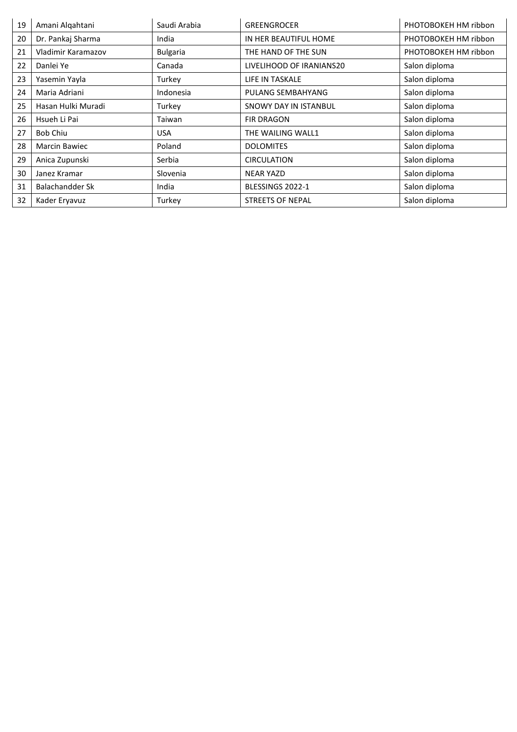| | | | | |
|---|---|---|---|---|
| 19 | Amani Alqahtani | Saudi Arabia | GREENGROCER | PHOTOBOKEH HM ribbon |
| 20 | Dr. Pankaj Sharma | India | IN HER BEAUTIFUL HOME | PHOTOBOKEH HM ribbon |
| 21 | Vladimir Karamazov | Bulgaria | THE HAND OF THE SUN | PHOTOBOKEH HM ribbon |
| 22 | Danlei Ye | Canada | LIVELIHOOD OF IRANIANS20 | Salon diploma |
| 23 | Yasemin Yayla | Turkey | LIFE IN TASKALE | Salon diploma |
| 24 | Maria Adriani | Indonesia | PULANG SEMBAHYANG | Salon diploma |
| 25 | Hasan Hulki Muradi | Turkey | SNOWY DAY IN ISTANBUL | Salon diploma |
| 26 | Hsueh Li Pai | Taiwan | FIR DRAGON | Salon diploma |
| 27 | Bob Chiu | USA | THE WAILING WALL1 | Salon diploma |
| 28 | Marcin Bawiec | Poland | DOLOMITES | Salon diploma |
| 29 | Anica Zupunski | Serbia | CIRCULATION | Salon diploma |
| 30 | Janez Kramar | Slovenia | NEAR YAZD | Salon diploma |
| 31 | Balachandder Sk | India | BLESSINGS 2022-1 | Salon diploma |
| 32 | Kader Eryavuz | Turkey | STREETS OF NEPAL | Salon diploma |